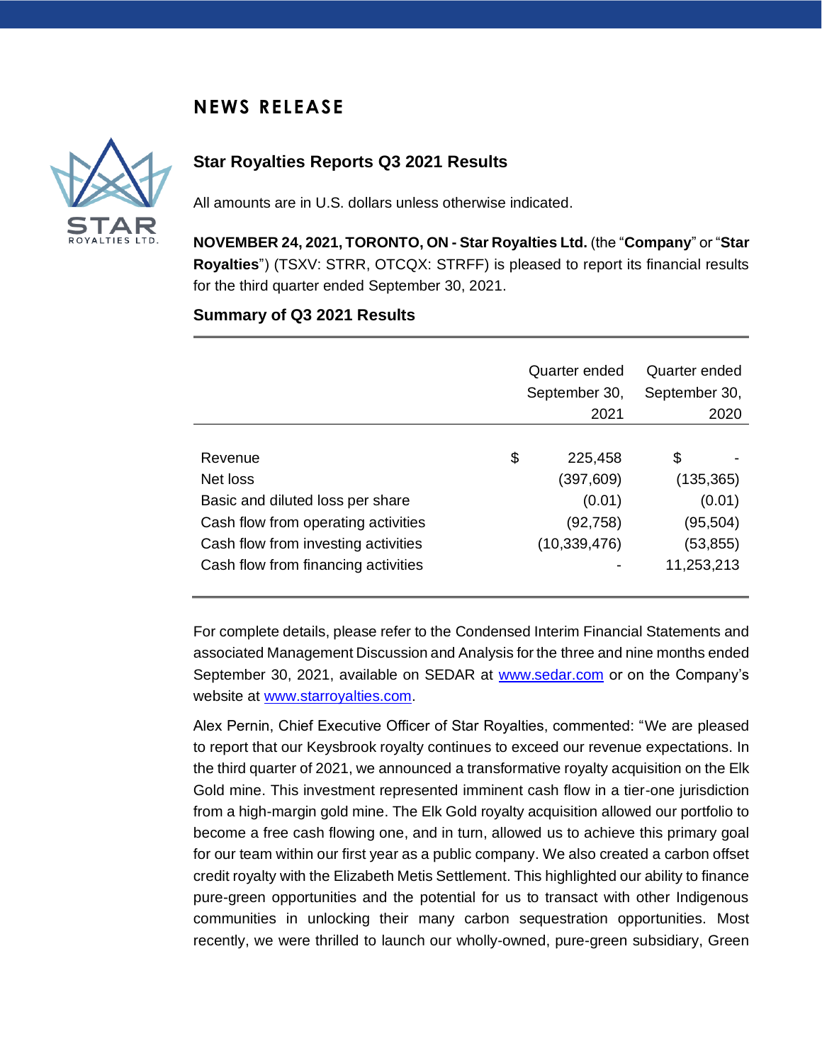# NEWS RELEASE

## Star Royalties Reports Q3 2021 Results

All amounts are in U.S. dollars unless otherwise indicated.

**NOVEMBER 24, 2021, TORONTO, ON - Star Royalties Ltd.** (the "**Company**" or "**Star Royalties**") (TSXV: STRR, OTCQX: STRFF) is pleased to report its financial results for the third quarter ended September 30, 2021.

### Summary of Q3 2021 Results

| | Quarter ended September 30, 2021 | Quarter ended September 30, 2020 |
|---|---|---|
| Revenue | $ 225,458 | $ - |
| Net loss | (397,609) | (135,365) |
| Basic and diluted loss per share | (0.01) | (0.01) |
| Cash flow from operating activities | (92,758) | (95,504) |
| Cash flow from investing activities | (10,339,476) | (53,855) |
| Cash flow from financing activities | - | 11,253,213 |

For complete details, please refer to the Condensed Interim Financial Statements and associated Management Discussion and Analysis for the three and nine months ended September 30, 2021, available on SEDAR at www.sedar.com or on the Company's website at www.starroyalties.com.

Alex Pernin, Chief Executive Officer of Star Royalties, commented: "We are pleased to report that our Keysbrook royalty continues to exceed our revenue expectations. In the third quarter of 2021, we announced a transformative royalty acquisition on the Elk Gold mine. This investment represented imminent cash flow in a tier-one jurisdiction from a high-margin gold mine. The Elk Gold royalty acquisition allowed our portfolio to become a free cash flowing one, and in turn, allowed us to achieve this primary goal for our team within our first year as a public company. We also created a carbon offset credit royalty with the Elizabeth Metis Settlement. This highlighted our ability to finance pure-green opportunities and the potential for us to transact with other Indigenous communities in unlocking their many carbon sequestration opportunities. Most recently, we were thrilled to launch our wholly-owned, pure-green subsidiary, Green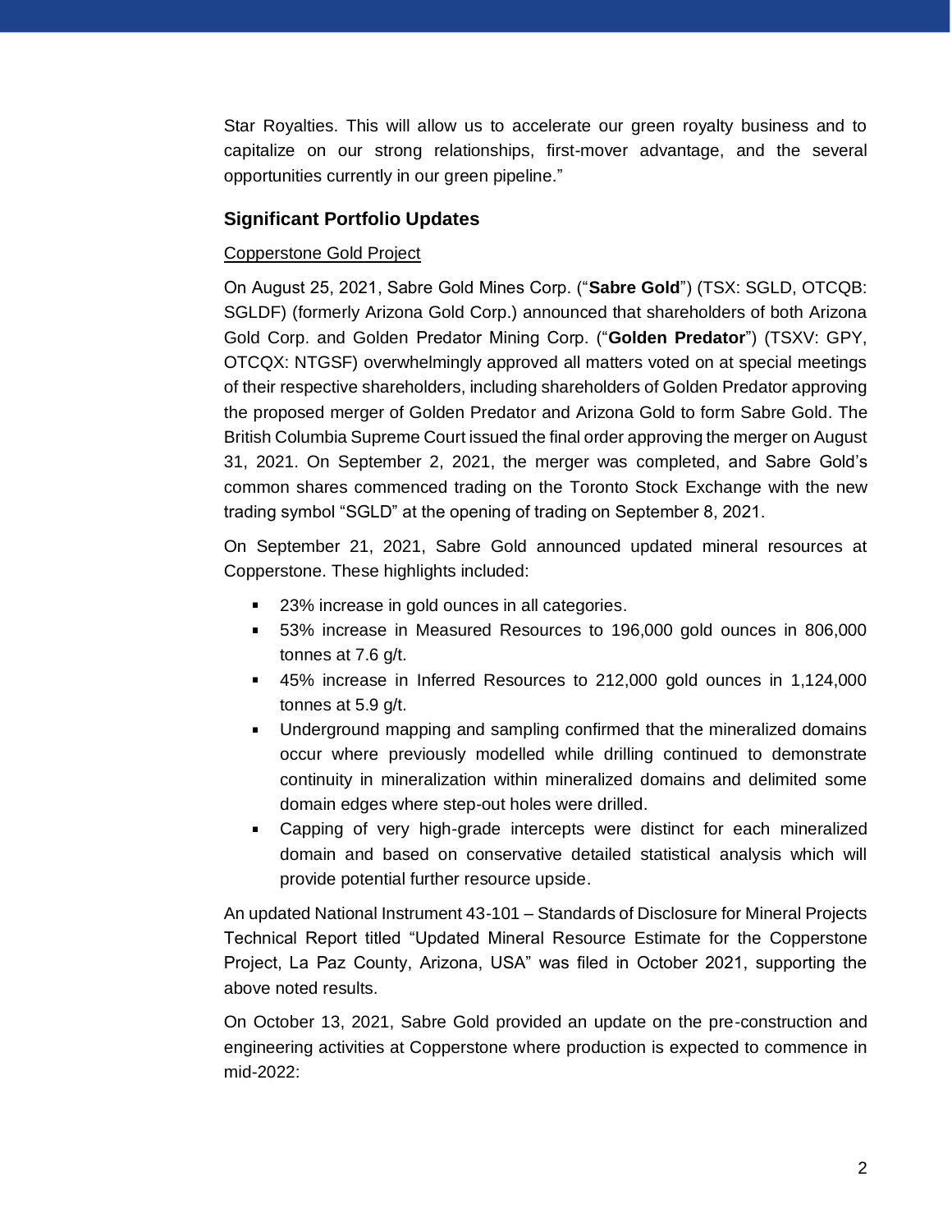Star Royalties. This will allow us to accelerate our green royalty business and to capitalize on our strong relationships, first-mover advantage, and the several opportunities currently in our green pipeline."

### Significant Portfolio Updates

Copperstone Gold Project

On August 25, 2021, Sabre Gold Mines Corp. ("**Sabre Gold**") (TSX: SGLD, OTCQB: SGLDF) (formerly Arizona Gold Corp.) announced that shareholders of both Arizona Gold Corp. and Golden Predator Mining Corp. ("**Golden Predator**") (TSXV: GPY, OTCQX: NTGSF) overwhelmingly approved all matters voted on at special meetings of their respective shareholders, including shareholders of Golden Predator approving the proposed merger of Golden Predator and Arizona Gold to form Sabre Gold. The British Columbia Supreme Court issued the final order approving the merger on August 31, 2021. On September 2, 2021, the merger was completed, and Sabre Gold's common shares commenced trading on the Toronto Stock Exchange with the new trading symbol "SGLD" at the opening of trading on September 8, 2021.

On September 21, 2021, Sabre Gold announced updated mineral resources at Copperstone. These highlights included:

- 23% increase in gold ounces in all categories.
- 53% increase in Measured Resources to 196,000 gold ounces in 806,000 tonnes at 7.6 g/t.
- 45% increase in Inferred Resources to 212,000 gold ounces in 1,124,000 tonnes at 5.9 g/t.
- Underground mapping and sampling confirmed that the mineralized domains occur where previously modelled while drilling continued to demonstrate continuity in mineralization within mineralized domains and delimited some domain edges where step-out holes were drilled.
- Capping of very high-grade intercepts were distinct for each mineralized domain and based on conservative detailed statistical analysis which will provide potential further resource upside.

An updated National Instrument 43-101 – Standards of Disclosure for Mineral Projects Technical Report titled "Updated Mineral Resource Estimate for the Copperstone Project, La Paz County, Arizona, USA" was filed in October 2021, supporting the above noted results.

On October 13, 2021, Sabre Gold provided an update on the pre-construction and engineering activities at Copperstone where production is expected to commence in mid-2022: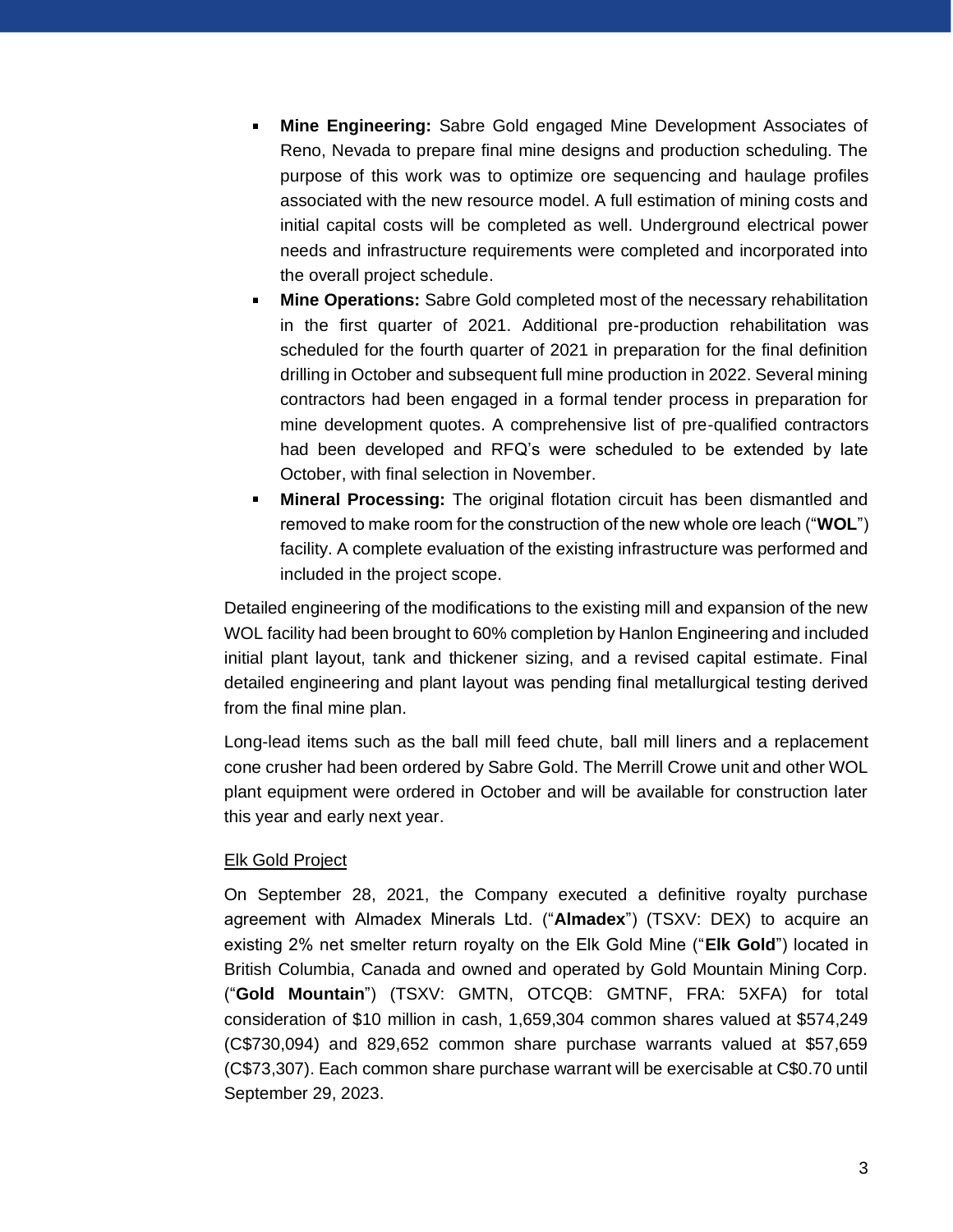- **Mine Engineering:** Sabre Gold engaged Mine Development Associates of Reno, Nevada to prepare final mine designs and production scheduling. The purpose of this work was to optimize ore sequencing and haulage profiles associated with the new resource model. A full estimation of mining costs and initial capital costs will be completed as well. Underground electrical power needs and infrastructure requirements were completed and incorporated into the overall project schedule.
- **Mine Operations:** Sabre Gold completed most of the necessary rehabilitation in the first quarter of 2021. Additional pre-production rehabilitation was scheduled for the fourth quarter of 2021 in preparation for the final definition drilling in October and subsequent full mine production in 2022. Several mining contractors had been engaged in a formal tender process in preparation for mine development quotes. A comprehensive list of pre-qualified contractors had been developed and RFQ's were scheduled to be extended by late October, with final selection in November.
- **Mineral Processing:** The original flotation circuit has been dismantled and removed to make room for the construction of the new whole ore leach ("**WOL**") facility. A complete evaluation of the existing infrastructure was performed and included in the project scope.

Detailed engineering of the modifications to the existing mill and expansion of the new WOL facility had been brought to 60% completion by Hanlon Engineering and included initial plant layout, tank and thickener sizing, and a revised capital estimate. Final detailed engineering and plant layout was pending final metallurgical testing derived from the final mine plan.

Long-lead items such as the ball mill feed chute, ball mill liners and a replacement cone crusher had been ordered by Sabre Gold. The Merrill Crowe unit and other WOL plant equipment were ordered in October and will be available for construction later this year and early next year.

Elk Gold Project

On September 28, 2021, the Company executed a definitive royalty purchase agreement with Almadex Minerals Ltd. ("**Almadex**") (TSXV: DEX) to acquire an existing 2% net smelter return royalty on the Elk Gold Mine ("**Elk Gold**") located in British Columbia, Canada and owned and operated by Gold Mountain Mining Corp. ("**Gold Mountain**") (TSXV: GMTN, OTCQB: GMTNF, FRA: 5XFA) for total consideration of $10 million in cash, 1,659,304 common shares valued at $574,249 (C$730,094) and 829,652 common share purchase warrants valued at $57,659 (C$73,307). Each common share purchase warrant will be exercisable at C$0.70 until September 29, 2023.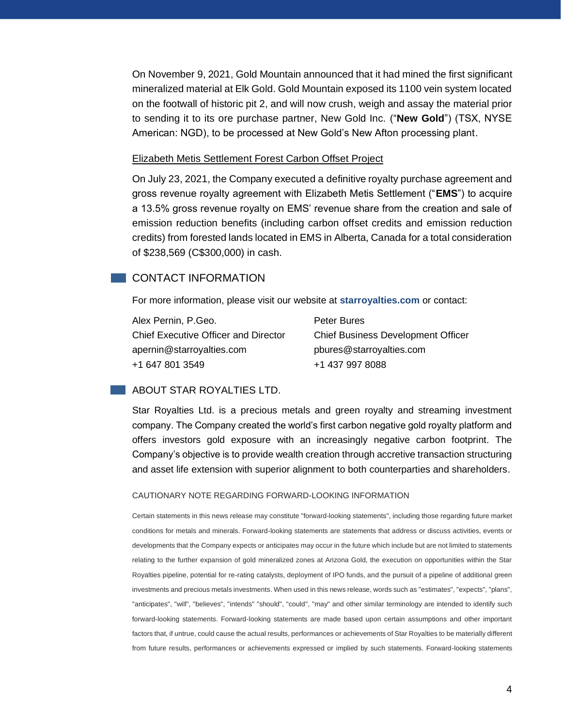On November 9, 2021, Gold Mountain announced that it had mined the first significant mineralized material at Elk Gold. Gold Mountain exposed its 1100 vein system located on the footwall of historic pit 2, and will now crush, weigh and assay the material prior to sending it to its ore purchase partner, New Gold Inc. ("**New Gold**") (TSX, NYSE American: NGD), to be processed at New Gold's New Afton processing plant.

Elizabeth Metis Settlement Forest Carbon Offset Project

On July 23, 2021, the Company executed a definitive royalty purchase agreement and gross revenue royalty agreement with Elizabeth Metis Settlement ("**EMS**") to acquire a 13.5% gross revenue royalty on EMS' revenue share from the creation and sale of emission reduction benefits (including carbon offset credits and emission reduction credits) from forested lands located in EMS in Alberta, Canada for a total consideration of $238,569 (C$300,000) in cash.

## CONTACT INFORMATION

For more information, please visit our website at **starroyalties.com** or contact:

Alex Pernin, P.Geo.
Chief Executive Officer and Director
apernin@starroyalties.com
+1 647 801 3549

Peter Bures
Chief Business Development Officer
pbures@starroyalties.com
+1 437 997 8088

## ABOUT STAR ROYALTIES LTD.

Star Royalties Ltd. is a precious metals and green royalty and streaming investment company. The Company created the world's first carbon negative gold royalty platform and offers investors gold exposure with an increasingly negative carbon footprint. The Company's objective is to provide wealth creation through accretive transaction structuring and asset life extension with superior alignment to both counterparties and shareholders.

### CAUTIONARY NOTE REGARDING FORWARD-LOOKING INFORMATION

Certain statements in this news release may constitute "forward-looking statements", including those regarding future market conditions for metals and minerals. Forward-looking statements are statements that address or discuss activities, events or developments that the Company expects or anticipates may occur in the future which include but are not limited to statements relating to the further expansion of gold mineralized zones at Arizona Gold, the execution on opportunities within the Star Royalties pipeline, potential for re-rating catalysts, deployment of IPO funds, and the pursuit of a pipeline of additional green investments and precious metals investments. When used in this news release, words such as "estimates", "expects", "plans", "anticipates", "will", "believes", "intends" "should", "could", "may" and other similar terminology are intended to identify such forward-looking statements. Forward-looking statements are made based upon certain assumptions and other important factors that, if untrue, could cause the actual results, performances or achievements of Star Royalties to be materially different from future results, performances or achievements expressed or implied by such statements. Forward-looking statements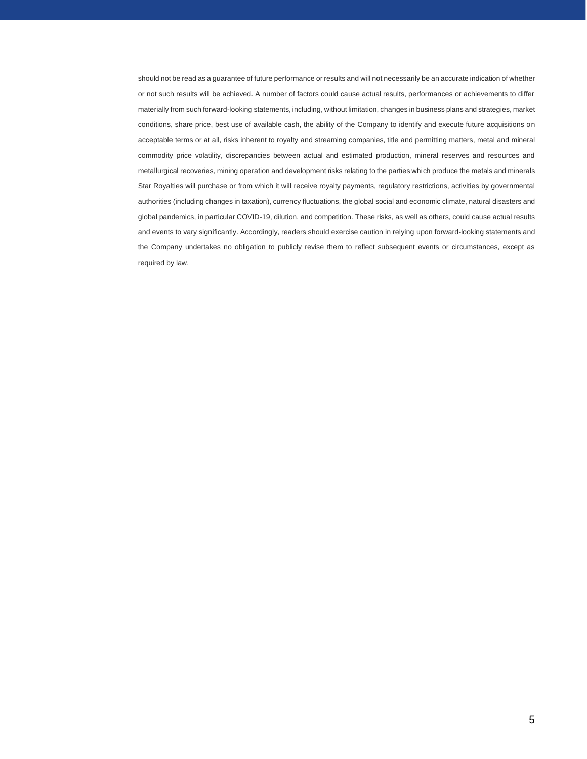should not be read as a guarantee of future performance or results and will not necessarily be an accurate indication of whether or not such results will be achieved. A number of factors could cause actual results, performances or achievements to differ materially from such forward-looking statements, including, without limitation, changes in business plans and strategies, market conditions, share price, best use of available cash, the ability of the Company to identify and execute future acquisitions on acceptable terms or at all, risks inherent to royalty and streaming companies, title and permitting matters, metal and mineral commodity price volatility, discrepancies between actual and estimated production, mineral reserves and resources and metallurgical recoveries, mining operation and development risks relating to the parties which produce the metals and minerals Star Royalties will purchase or from which it will receive royalty payments, regulatory restrictions, activities by governmental authorities (including changes in taxation), currency fluctuations, the global social and economic climate, natural disasters and global pandemics, in particular COVID-19, dilution, and competition. These risks, as well as others, could cause actual results and events to vary significantly. Accordingly, readers should exercise caution in relying upon forward-looking statements and the Company undertakes no obligation to publicly revise them to reflect subsequent events or circumstances, except as required by law.